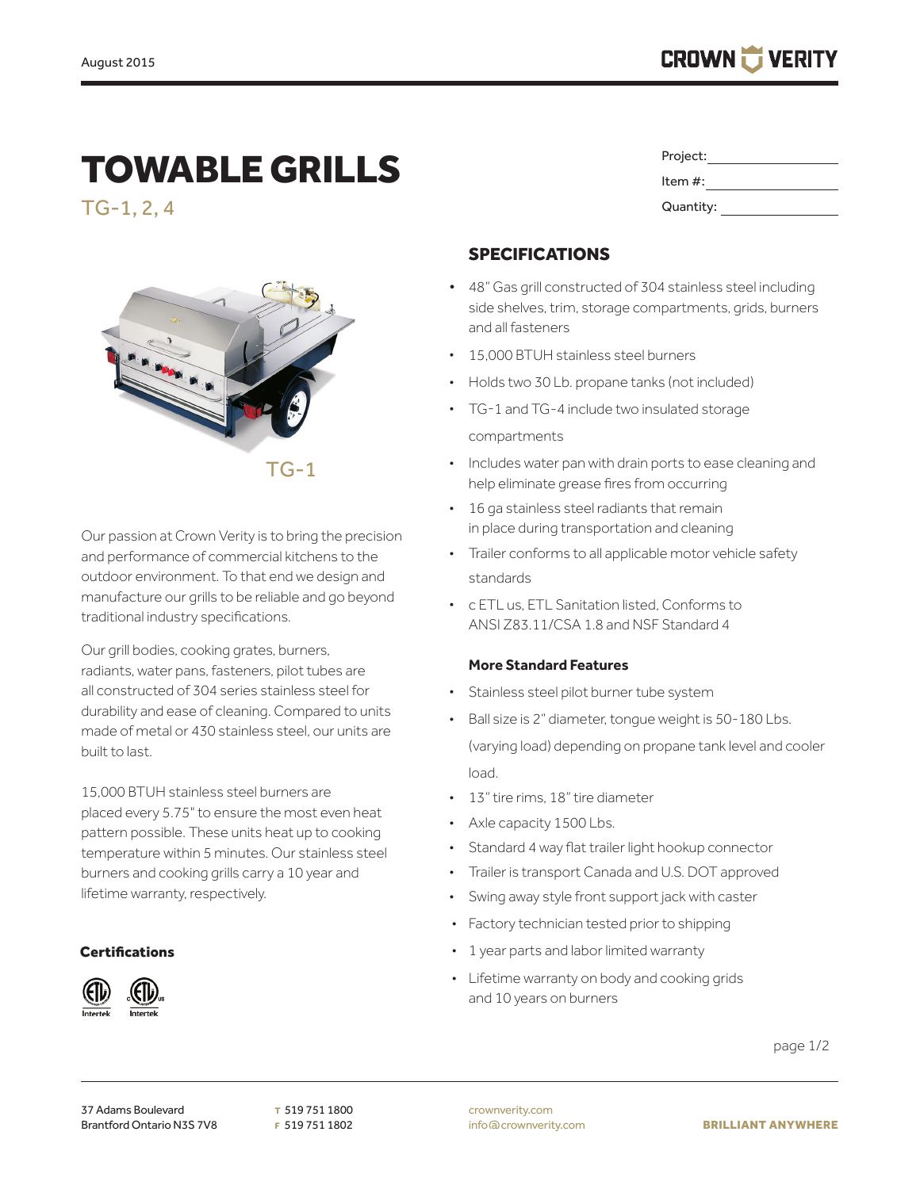August 2015

# TOWABLE GRILLS

TG-1, 2, 4

Project: ____________

Item #: ____________

Quantity: ____________

TG-1

Our passion at Crown Verity is to bring the precision and performance of commercial kitchens to the outdoor environment. To that end we design and manufacture our grills to be reliable and go beyond traditional industry specifications.

Our grill bodies, cooking grates, burners, radiants, water pans, fasteners, pilot tubes are all constructed of 304 series stainless steel for durability and ease of cleaning. Compared to units made of metal or 430 stainless steel, our units are built to last.

15,000 BTUH stainless steel burners are placed every 5.75" to ensure the most even heat pattern possible. These units heat up to cooking temperature within 5 minutes. Our stainless steel burners and cooking grills carry a 10 year and lifetime warranty, respectively.

### Certifications

## SPECIFICATIONS

- 48" Gas grill constructed of 304 stainless steel including side shelves, trim, storage compartments, grids, burners and all fasteners
- 15,000 BTUH stainless steel burners
- Holds two 30 Lb. propane tanks (not included)
- TG-1 and TG-4 include two insulated storage compartments
- Includes water pan with drain ports to ease cleaning and help eliminate grease fires from occurring
- 16 ga stainless steel radiants that remain in place during transportation and cleaning
- Trailer conforms to all applicable motor vehicle safety standards
- c ETL us, ETL Sanitation listed, Conforms to ANSI Z83.11/CSA 1.8 and NSF Standard 4

### More Standard Features

- Stainless steel pilot burner tube system
- Ball size is 2" diameter, tongue weight is 50-180 Lbs. (varying load) depending on propane tank level and cooler load.
- 13" tire rims, 18" tire diameter
- Axle capacity 1500 Lbs.
- Standard 4 way flat trailer light hookup connector
- Trailer is transport Canada and U.S. DOT approved
- Swing away style front support jack with caster
- Factory technician tested prior to shipping
- 1 year parts and labor limited warranty
- Lifetime warranty on body and cooking grids and 10 years on burners

37 Adams Boulevard
Brantford Ontario N3S 7V8

T 519 751 1800
F 519 751 1802

crownverity.com
info@crownverity.com

BRILLIANT ANYWHERE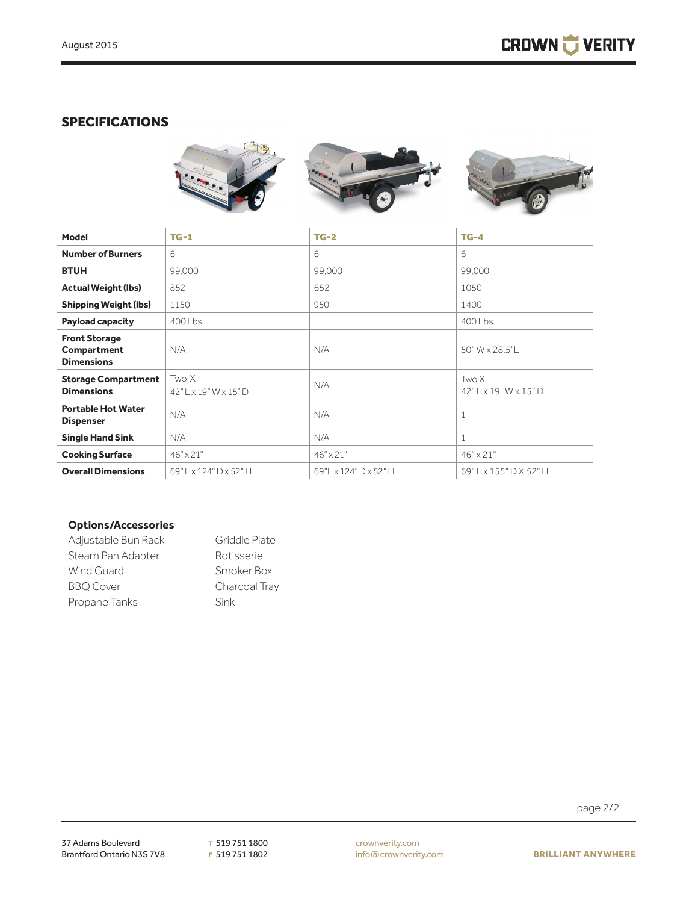## SPECIFICATIONS

| Model | TG-1 | TG-2 | TG-4 |
|---|---|---|---|
| Number of Burners | 6 | 6 | 6 |
| BTUH | 99,000 | 99,000 | 99,000 |
| Actual Weight (lbs) | 852 | 652 | 1050 |
| Shipping Weight (lbs) | 1150 | 950 | 1400 |
| Payload capacity | 400 Lbs. | | 400 Lbs. |
| Front Storage Compartment Dimensions | N/A | N/A | 50" W x 28.5"L |
| Storage Compartment Dimensions | Two X 42" L x 19" W x 15" D | N/A | Two X 42" L x 19" W x 15" D |
| Portable Hot Water Dispenser | N/A | N/A | 1 |
| Single Hand Sink | N/A | N/A | 1 |
| Cooking Surface | 46" x 21" | 46" x 21" | 46" x 21" |
| Overall Dimensions | 69" L x 124" D x 52" H | 69"L x 124" D x 52" H | 69" L x 155" D X 52" H |

### Options/Accessories

- Adjustable Bun Rack
- Steam Pan Adapter
- Wind Guard
- BBQ Cover
- Propane Tanks
- Griddle Plate
- Rotisserie
- Smoker Box
- Charcoal Tray
- Sink

37 Adams Boulevard
Brantford Ontario N3S 7V8

T 519 751 1800
F 519 751 1802

crownverity.com
info@crownverity.com

BRILLIANT ANYWHERE